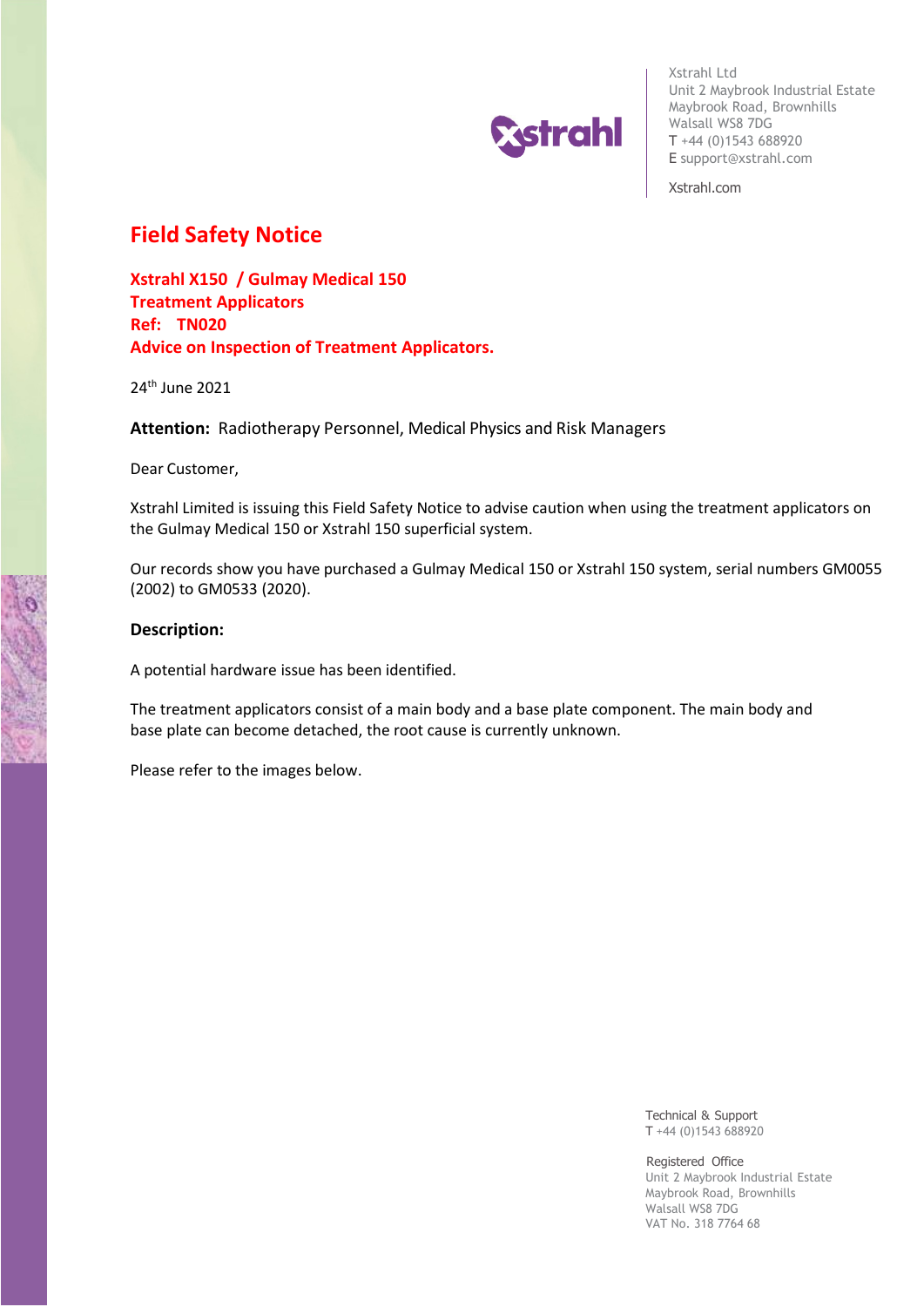Xstrahl Ltd
Unit 2 Maybrook Industrial Estate
Maybrook Road, Brownhills
Walsall WS8 7DG
T +44 (0)1543 688920
E support@xstrahl.com

Xstrahl.com

# Field Safety Notice

## Xstrahl X150 / Gulmay Medical 150
## Treatment Applicators
## Ref: TN020
## Advice on Inspection of Treatment Applicators.

24th June 2021

**Attention:** Radiotherapy Personnel, Medical Physics and Risk Managers

Dear Customer,

Xstrahl Limited is issuing this Field Safety Notice to advise caution when using the treatment applicators on the Gulmay Medical 150 or Xstrahl 150 superficial system.

Our records show you have purchased a Gulmay Medical 150 or Xstrahl 150 system, serial numbers GM0055 (2002) to GM0533 (2020).

**Description:**

A potential hardware issue has been identified.

The treatment applicators consist of a main body and a base plate component. The main body and base plate can become detached, the root cause is currently unknown.

Please refer to the images below.

Technical & Support
T +44 (0)1543 688920

Registered Office
Unit 2 Maybrook Industrial Estate
Maybrook Road, Brownhills
Walsall WS8 7DG
VAT No. 318 7764 68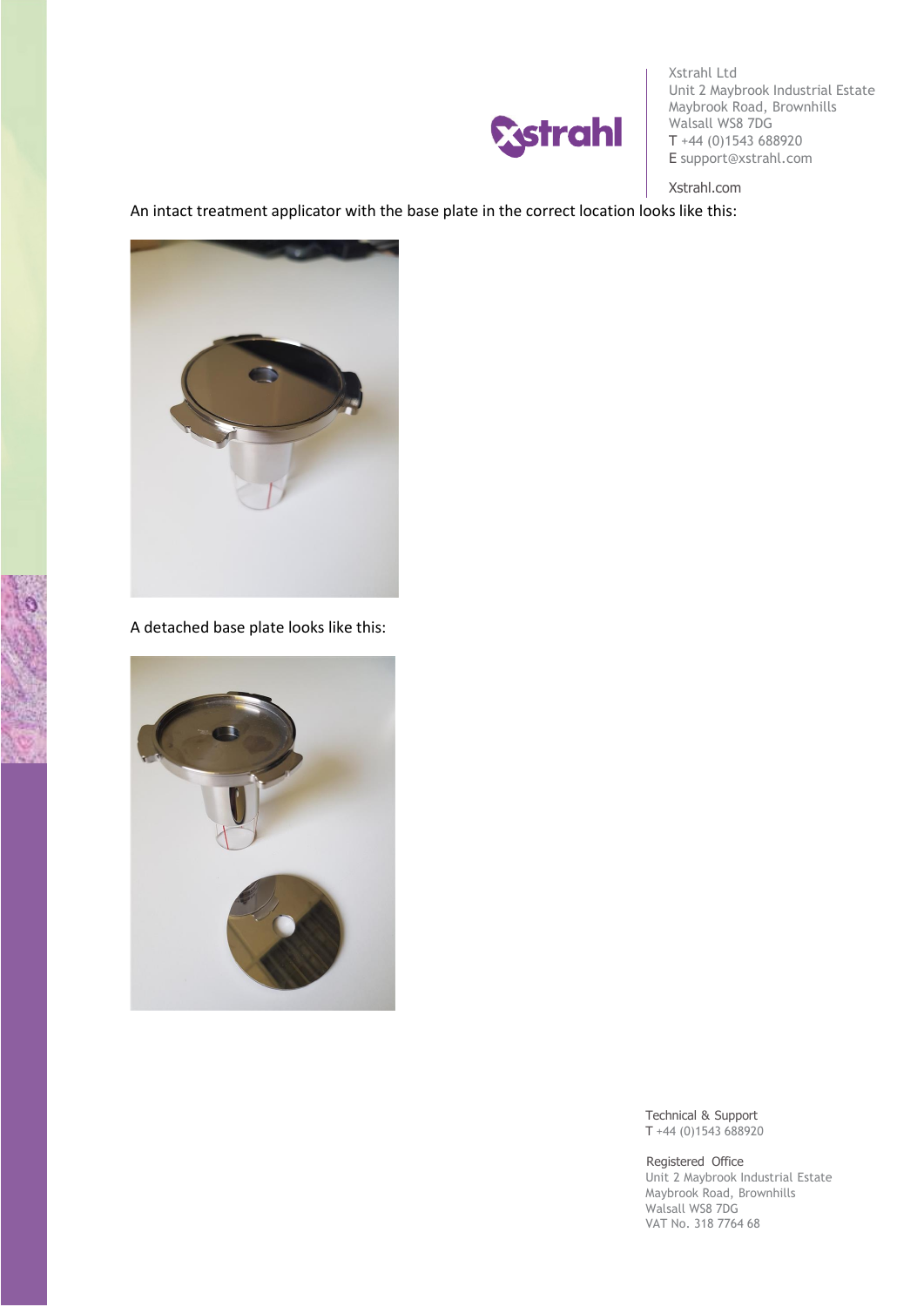An intact treatment applicator with the base plate in the correct location looks like this:

A detached base plate looks like this: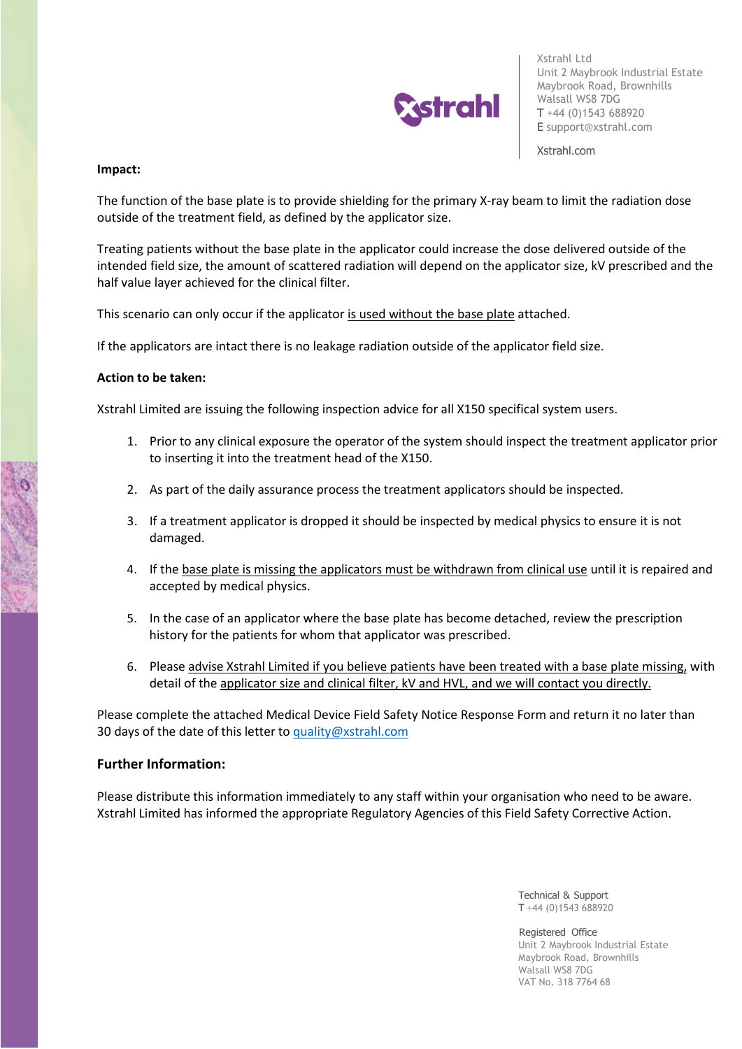**Impact:**

The function of the base plate is to provide shielding for the primary X-ray beam to limit the radiation dose outside of the treatment field, as defined by the applicator size.

Treating patients without the base plate in the applicator could increase the dose delivered outside of the intended field size, the amount of scattered radiation will depend on the applicator size, kV prescribed and the half value layer achieved for the clinical filter.

This scenario can only occur if the applicator <u>is used without the base plate</u> attached.

If the applicators are intact there is no leakage radiation outside of the applicator field size.

**Action to be taken:**

Xstrahl Limited are issuing the following inspection advice for all X150 specifical system users.

1. Prior to any clinical exposure the operator of the system should inspect the treatment applicator prior to inserting it into the treatment head of the X150.

2. As part of the daily assurance process the treatment applicators should be inspected.

3. If a treatment applicator is dropped it should be inspected by medical physics to ensure it is not damaged.

4. If the <u>base plate is missing the applicators must be withdrawn from clinical use</u> until it is repaired and accepted by medical physics.

5. In the case of an applicator where the base plate has become detached, review the prescription history for the patients for whom that applicator was prescribed.

6. Please <u>advise Xstrahl Limited if you believe patients have been treated with a base plate missing,</u> with detail of the <u>applicator size and clinical filter, kV and HVL, and we will contact you directly.</u>

Please complete the attached Medical Device Field Safety Notice Response Form and return it no later than 30 days of the date of this letter to quality@xstrahl.com

## Further Information:

Please distribute this information immediately to any staff within your organisation who need to be aware. Xstrahl Limited has informed the appropriate Regulatory Agencies of this Field Safety Corrective Action.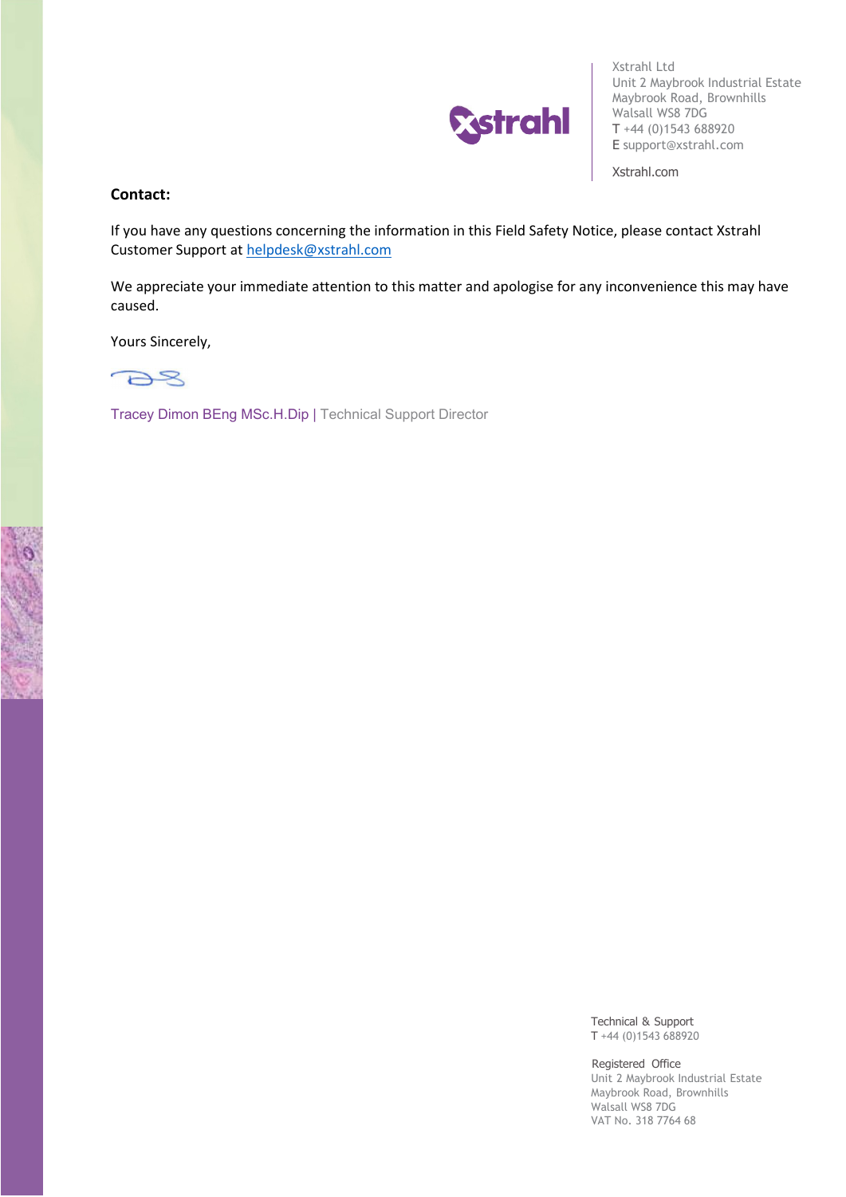Xstrahl Ltd
Unit 2 Maybrook Industrial Estate
Maybrook Road, Brownhills
Walsall WS8 7DG
T +44 (0)1543 688920
E support@xstrahl.com

Xstrahl.com

**Contact:**

If you have any questions concerning the information in this Field Safety Notice, please contact Xstrahl Customer Support at helpdesk@xstrahl.com

We appreciate your immediate attention to this matter and apologise for any inconvenience this may have caused.

Yours Sincerely,

Tracey Dimon BEng MSc.H.Dip | Technical Support Director

Technical & Support
T +44 (0)1543 688920

Registered Office
Unit 2 Maybrook Industrial Estate
Maybrook Road, Brownhills
Walsall WS8 7DG
VAT No. 318 7764 68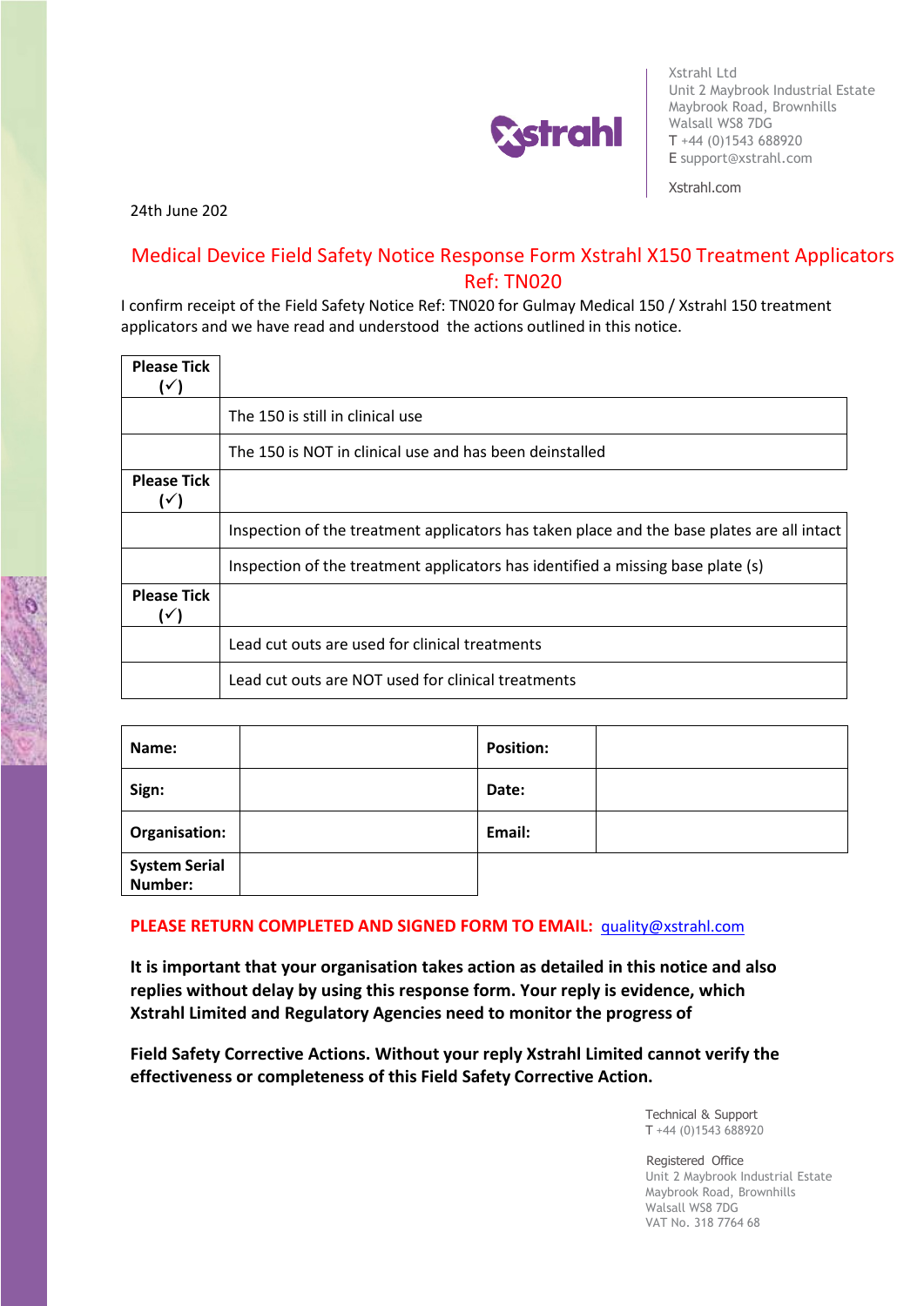Xstrahl Ltd
Unit 2 Maybrook Industrial Estate
Maybrook Road, Brownhills
Walsall WS8 7DG
T +44 (0)1543 688920
E support@xstrahl.com

Xstrahl.com

24th June 202

## Medical Device Field Safety Notice Response Form Xstrahl X150 Treatment Applicators Ref: TN020

I confirm receipt of the Field Safety Notice Ref: TN020 for Gulmay Medical 150 / Xstrahl 150 treatment applicators and we have read and understood the actions outlined in this notice.

| Please Tick (✓) | |
|---|---|
| | The 150 is still in clinical use |
| | The 150 is NOT in clinical use and has been deinstalled |
| **Please Tick (✓)** | |
| | Inspection of the treatment applicators has taken place and the base plates are all intact |
| | Inspection of the treatment applicators has identified a missing base plate (s) |
| **Please Tick (✓)** | |
| | Lead cut outs are used for clinical treatments |
| | Lead cut outs are NOT used for clinical treatments |

| | | | |
|---|---|---|---|
| **Name:** | | **Position:** | |
| **Sign:** | | **Date:** | |
| **Organisation:** | | **Email:** | |
| **System Serial Number:** | | | |

**PLEASE RETURN COMPLETED AND SIGNED FORM TO EMAIL:** quality@xstrahl.com

**It is important that your organisation takes action as detailed in this notice and also replies without delay by using this response form. Your reply is evidence, which Xstrahl Limited and Regulatory Agencies need to monitor the progress of**

**Field Safety Corrective Actions. Without your reply Xstrahl Limited cannot verify the effectiveness or completeness of this Field Safety Corrective Action.**

Technical & Support
T +44 (0)1543 688920

Registered Office
Unit 2 Maybrook Industrial Estate
Maybrook Road, Brownhills
Walsall WS8 7DG
VAT No. 318 7764 68